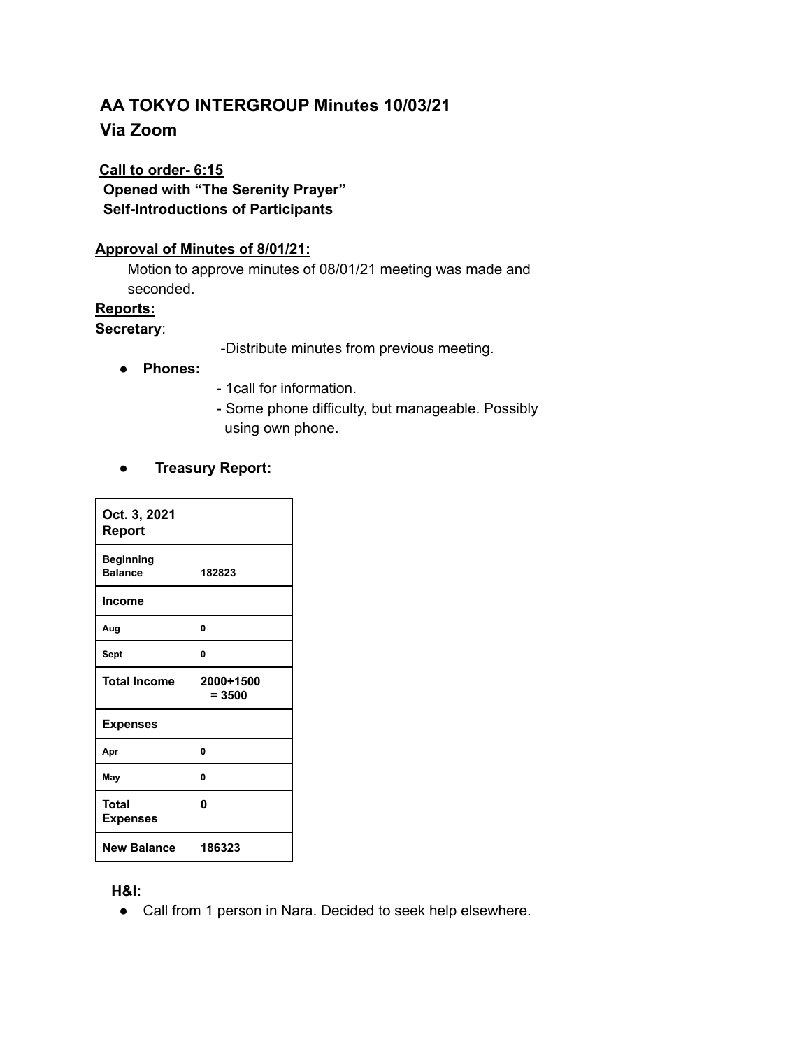# AA TOKYO INTERGROUP Minutes 10/03/21
## Via Zoom

**Call to order- 6:15**
**Opened with "The Serenity Prayer"**
**Self-Introductions of Participants**

**Approval of Minutes of 8/01/21:**

Motion to approve minutes of 08/01/21 meeting was made and seconded.

**Reports:**

**Secretary**:

-Distribute minutes from previous meeting.

- **Phones:**
  - 1call for information.
  - Some phone difficulty, but manageable. Possibly using own phone.

- **Treasury Report:**

| **Oct. 3, 2021 Report** | |
|---|---|
| **Beginning Balance** | **182823** |
| **Income** | |
| **Aug** | **0** |
| **Sept** | **0** |
| **Total Income** | **2000+1500 = 3500** |
| **Expenses** | |
| **Apr** | **0** |
| **May** | **0** |
| **Total Expenses** | **0** |
| **New Balance** | **186323** |

**H&I:**

- Call from 1 person in Nara. Decided to seek help elsewhere.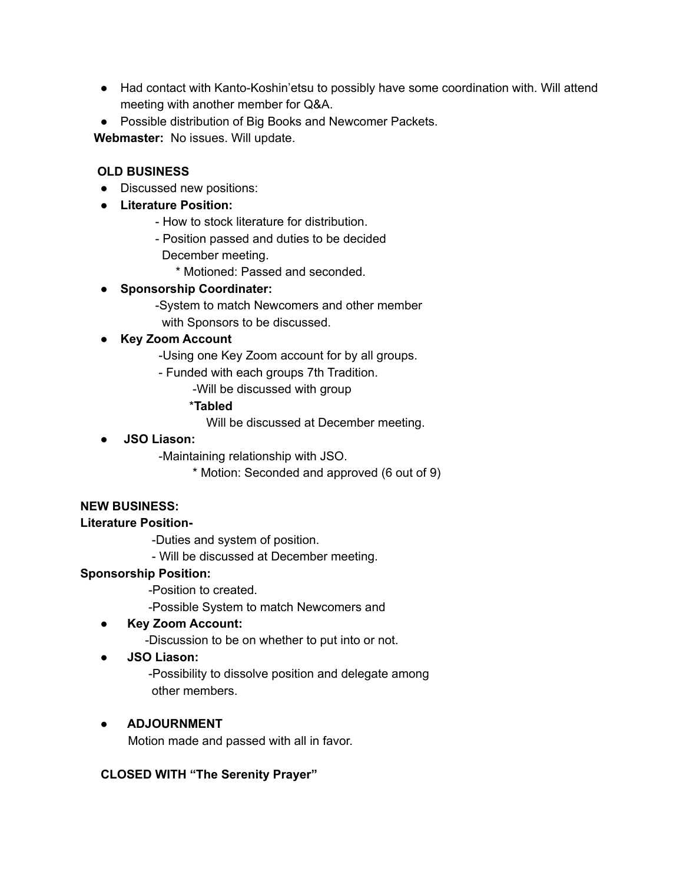- Had contact with Kanto-Koshin'etsu to possibly have some coordination with. Will attend meeting with another member for Q&A.
- Possible distribution of Big Books and Newcomer Packets.

**Webmaster:** No issues. Will update.

**OLD BUSINESS**

- Discussed new positions:
- **Literature Position:**
  - How to stock literature for distribution.
  - Position passed and duties to be decided December meeting.
    - * Motioned: Passed and seconded.
- **Sponsorship Coordinater:**
  - System to match Newcomers and other member with Sponsors to be discussed.
- **Key Zoom Account**
  - Using one Key Zoom account for by all groups.
  - Funded with each groups 7th Tradition.
    - Will be discussed with group
    - ***Tabled***
      Will be discussed at December meeting.
- **JSO Liason:**
  - Maintaining relationship with JSO.
    - * Motion: Seconded and approved (6 out of 9)

**NEW BUSINESS:**

**Literature Position-**

- Duties and system of position.
- Will be discussed at December meeting.

**Sponsorship Position:**

- Position to created.
- Possible System to match Newcomers and

- **Key Zoom Account:**
  - Discussion to be on whether to put into or not.
- **JSO Liason:**
  - Possibility to dissolve position and delegate among other members.

- **ADJOURNMENT**
  Motion made and passed with all in favor.

**CLOSED WITH "The Serenity Prayer"**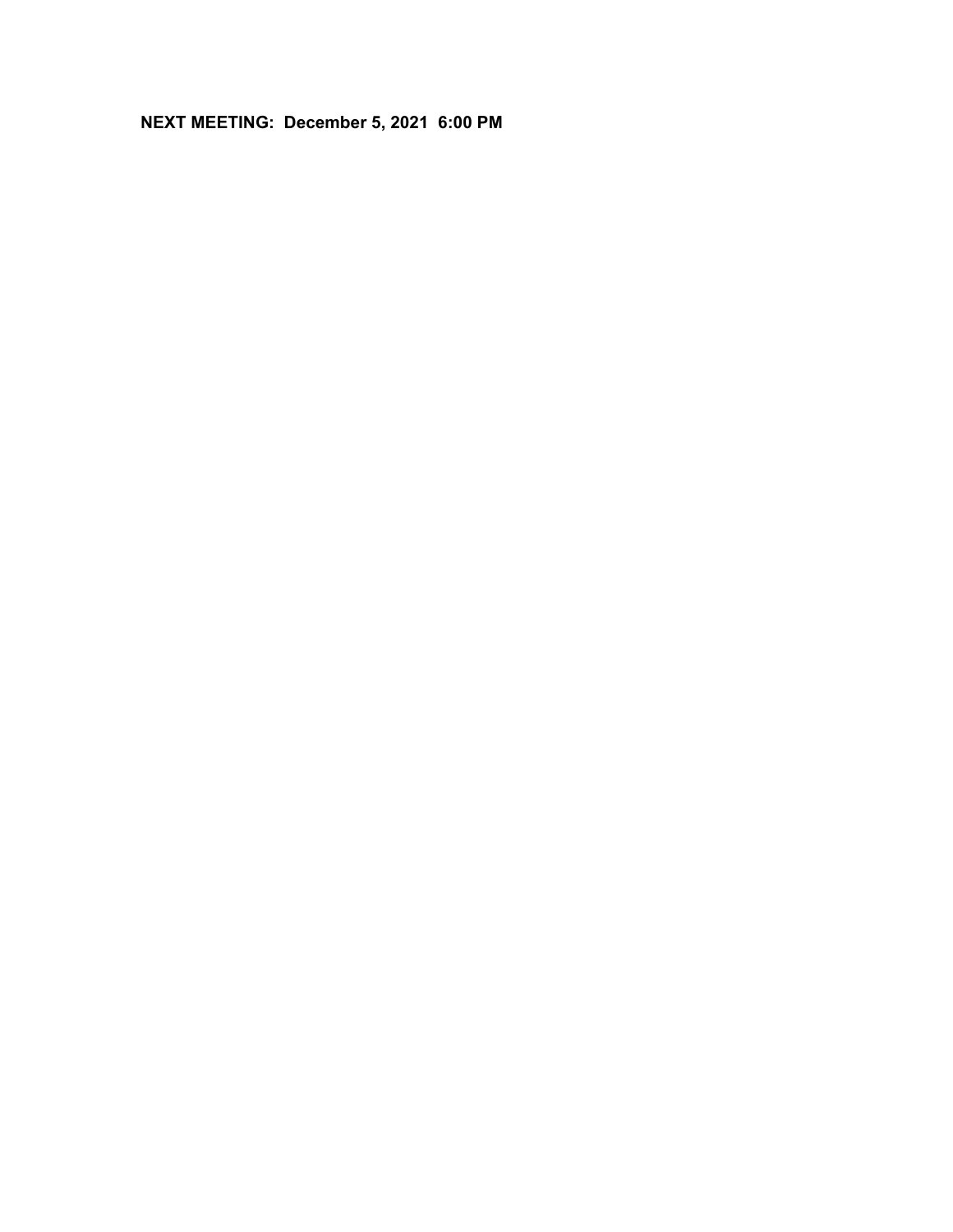**NEXT MEETING: December 5, 2021 6:00 PM**